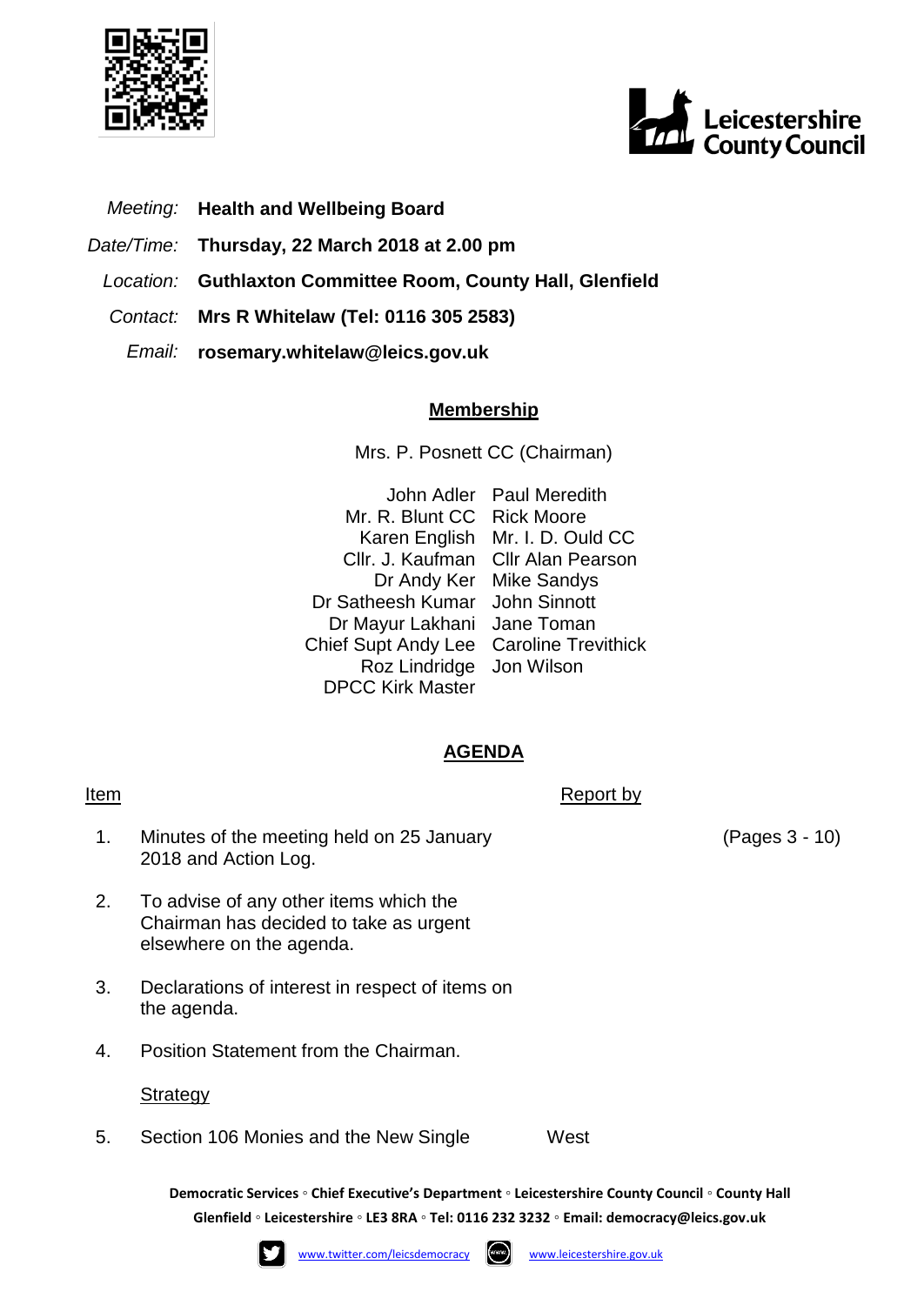*Meeting:* **Health and Wellbeing Board**

*Date/Time:* **Thursday, 22 March 2018 at 2.00 pm**

*Location:* **Guthlaxton Committee Room, County Hall, Glenfield**

*Contact:* **Mrs R Whitelaw (Tel: 0116 305 2583)**

*Email:* **rosemary.whitelaw@leics.gov.uk**

## Membership

Mrs. P. Posnett CC (Chairman)

| | |
|---|---|
| John Adler | Paul Meredith |
| Mr. R. Blunt CC | Rick Moore |
| Karen English | Mr. I. D. Ould CC |
| Cllr. J. Kaufman | Cllr Alan Pearson |
| Dr Andy Ker | Mike Sandys |
| Dr Satheesh Kumar | John Sinnott |
| Dr Mayur Lakhani | Jane Toman |
| Chief Supt Andy Lee | Caroline Trevithick |
| Roz Lindridge | Jon Wilson |
| DPCC Kirk Master | |

## AGENDA

| Item | | Report by | |
|---|---|---|---|
| 1. | Minutes of the meeting held on 25 January 2018 and Action Log. | | (Pages 3 - 10) |
| 2. | To advise of any other items which the Chairman has decided to take as urgent elsewhere on the agenda. | | |
| 3. | Declarations of interest in respect of items on the agenda. | | |
| 4. | Position Statement from the Chairman. | | |
| | Strategy | | |
| 5. | Section 106 Monies and the New Single | West | |

**Democratic Services ◦ Chief Executive's Department ◦ Leicestershire County Council ◦ County Hall Glenfield ◦ Leicestershire ◦ LE3 8RA ◦ Tel: 0116 232 3232 ◦ Email: democracy@leics.gov.uk**

www.twitter.com/leicsdemocracy www.leicestershire.gov.uk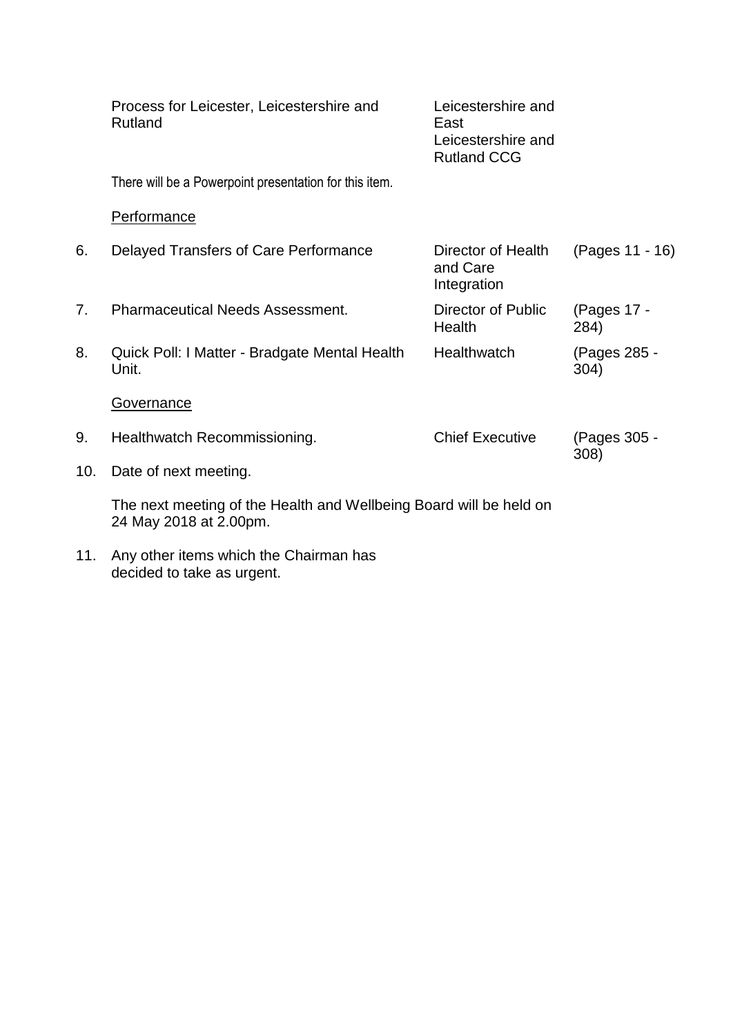| | | | |
|---|---|---|---|
| | Process for Leicester, Leicestershire and Rutland | Leicestershire and East Leicestershire and Rutland CCG | |
| | There will be a Powerpoint presentation for this item. | | |
| | <u>Performance</u> | | |
| 6. | Delayed Transfers of Care Performance | Director of Health and Care Integration | (Pages 11 - 16) |
| 7. | Pharmaceutical Needs Assessment. | Director of Public Health | (Pages 17 - 284) |
| 8. | Quick Poll: I Matter - Bradgate Mental Health Unit. | Healthwatch | (Pages 285 - 304) |
| | <u>Governance</u> | | |
| 9. | Healthwatch Recommissioning. | Chief Executive | (Pages 305 - 308) |
| 10. | Date of next meeting. | | |

The next meeting of the Health and Wellbeing Board will be held on 24 May 2018 at 2.00pm.

11. Any other items which the Chairman has decided to take as urgent.